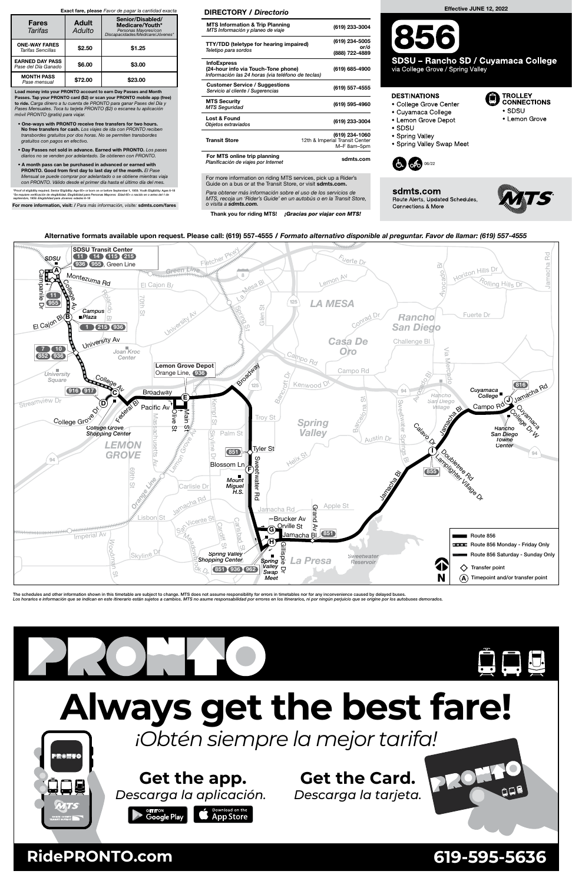**Exact fare, please** *Favor de pagar la cantidad exacta*

| Fares *Tarifas* | Adult *Adulto* | Senior/Disabled/ Medicare/Youth* *Personas Mayores/con Discapacidades/Medicare/Jóvenes** |
|---|---|---|
| **ONE-WAY FARES** *Tarifas Sencillas* | $2.50 | $1.25 |
| **EARNED DAY PASS** *Pase del Día Ganado* | $6.00 | $3.00 |
| **MONTH PASS** *Pase mensual* | $72.00 | $23.00 |

**Load money into your PRONTO account to earn Day Passes and Month Passes. Tap your PRONTO card ($2) or scan your PRONTO mobile app (free) to ride.** *Carga dinero a tu cuenta de PRONTO para ganar Pases del Día y Pases Mensuales. Toca tu tarjeta PRONTO ($2) o escanea tu aplicación móvil PRONTO (gratis) para viajar.*

- **One-ways with PRONTO receive free transfers for two hours. No free transfers for cash.** *Los viajes de ida con PRONTO reciben transbordes gratuitos por dos horas. No se permiten transbordes gratuitos con pagos en efectivo.*
- **Day Passes not sold in advance. Earned with PRONTO.** *Los pases diarios no se venden por adelantado. Se obtienen con PRONTO.*
- **A month pass can be purchased in advance or earned with PRONTO. Good from first day to last day of the month.** *El Pase Mensual se puede comprar por adelantado o se obtiene mientras viaja con PRONTO. Válido desde el primer día hasta el último día del mes.*

*Proof of eligibility required. Senior Eligibility: Age 65+ or born on or before September 1, 1959. Youth Eligibility: Ages 6-18
*Se requiere verificación de elegibilidad. Elegibilidad para Personas Mayores: Edad 65+ o nacido en o antes del 1 de septiembre, 1959. Elegibilidad para Jóvenes: edades 6-18

**For more information, visit:** / *Para más información, visite:* **sdmts.com/fares**

## DIRECTORY / *Directorio*

| | |
|---|---|
| **MTS Information & Trip Planning** *MTS Información y planeo de viaje* | (619) 233-3004 |
| **TTY/TDD (teletype for hearing impaired)** *Teletipo para sordos* | (619) 234-5005 or/ó (888) 722-4889 |
| **InfoExpress** (24-hour info via Touch-Tone phone) *Información las 24 horas (via teléfono de teclas)* | (619) 685-4900 |
| **Customer Service / Suggestions** *Servicio al cliente / Sugerencias* | (619) 557-4555 |
| **MTS Security** *MTS Seguridad* | (619) 595-4960 |
| **Lost & Found** *Objetos extraviados* | (619) 233-3004 |
| **Transit Store** | (619) 234-1060 12th & Imperial Transit Center M–F 8am–5pm |
| **For MTS online trip planning** *Planificación de viajes por Internet* | sdmts.com |

For more information on riding MTS services, pick up a Rider's Guide on a bus or at the Transit Store, or visit **sdmts.com.**

*Para obtener más información sobre el uso de los servicios de MTS, recoja un 'Rider's Guide' en un autobús o en la Transit Store, o visita a* **sdmts.com.**

**Thank you for riding MTS!** ***¡Gracias por viajar con MTS!***

**Effective JUNE 12, 2022**

# 856

## SDSU – Rancho SD / Cuyamaca College

via College Grove / Spring Valley

### DESTINATIONS
- College Grove Center
- Cuyamaca College
- Lemon Grove Depot
- SDSU
- Spring Valley
- Spring Valley Swap Meet

### TROLLEY CONNECTIONS
- SDSU
- Lemon Grove

06/22

**sdmts.com**
Route Alerts, Updated Schedules, Connections & More

**Alternative formats available upon request. Please call: (619) 557-4555 /** ***Formato alternativo disponible al preguntar. Favor de llamar: (619) 557-4555***

Map timepoints and connections:
- (A) SDSU – SDSU Transit Center: 11, 14, 115, 215, 936, 955, Green Line
- (B) Campus Plaza: 1, 215, 936
- (C) College Av: 916, 917
- (D) College Grove Shopping Center
- (E) Lemon Grove Depot: Orange Line, 936
- (F) Sweetwater Rd / Tyler St: 851
- (G) Brucker Av / Orville St
- (H) Spring Valley Shopping Center / Spring Valley Swap Meet: 851, 936, 962
- (I) Jamacha Bl / Doubletree Rd: 855
- (J) Cuyamaca College: 816

Legend:
- Route 856
- Route 856 Monday - Friday Only
- Route 856 Saturday - Sunday Only
- Transfer point
- (A) Timepoint and/or transfer point

The schedules and other information shown in this timetable are subject to change. MTS does not assume responsibility for errors in timetables nor for any inconvenience caused by delayed buses.
*Los horarios e información que se indican en este itinerario están sujetos a cambios. MTS no asume responsabilidad por errores en los itinerarios, ni por ningún perjuicio que se origine por los autobuses demorados.*

# PRONTO

# Always get the best fare!
## *¡Obtén siempre la mejor tarifa!*

**Get the app.** *Descarga la aplicación.*

**Get the Card.** *Descarga la tarjeta.*

GET IT ON Google Play | Download on the App Store

**RidePRONTO.com** **619-595-5636**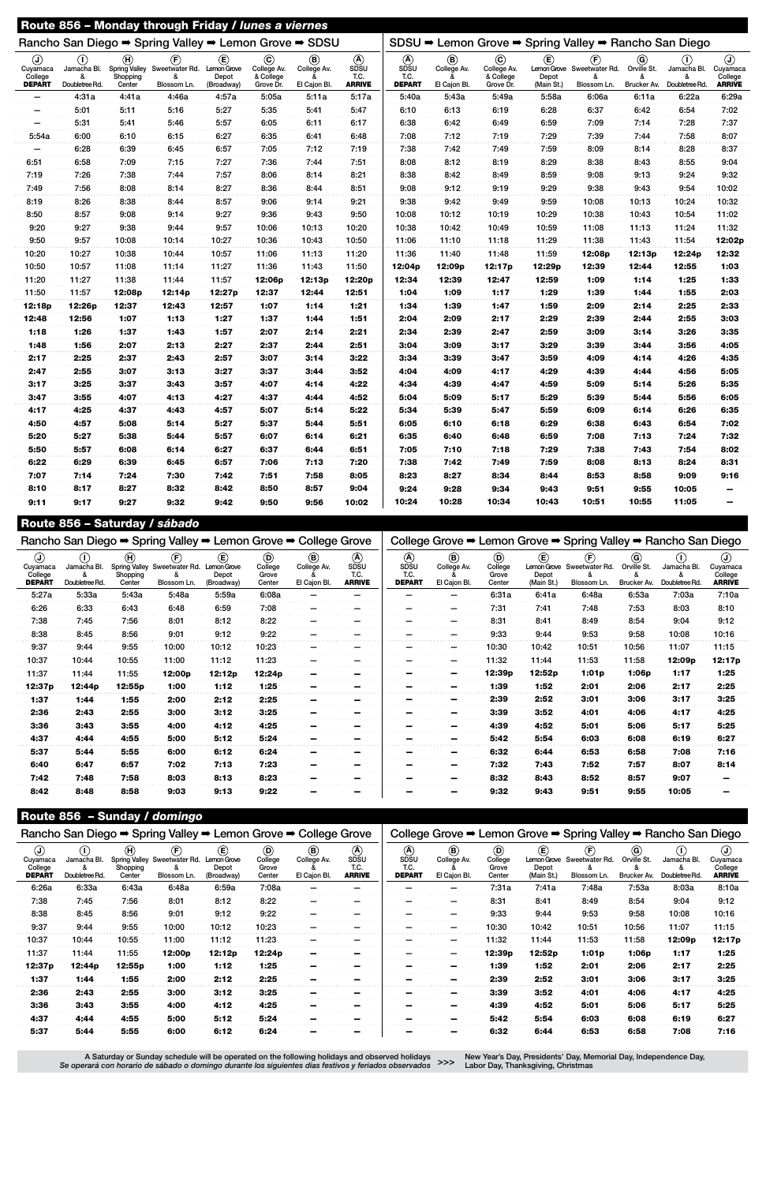## Route 856 – Monday through Friday / *lunes a viernes*

### Rancho San Diego ➡ Spring Valley ➡ Lemon Grove ➡ SDSU

| (J) Cuyamaca College DEPART | (I) Jamacha Bl. & Doubletree Rd. | (H) Spring Valley Shopping Center | (F) Sweetwater Rd. & Blossom Ln. | (E) Lemon Grove Depot (Broadway) | (C) College Av. & College Grove Dr. | (B) College Av. & El Cajon Bl. | (A) SDSU T.C. ARRIVE |
|---|---|---|---|---|---|---|---|
| — | 4:31a | 4:41a | 4:46a | 4:57a | 5:05a | 5:11a | 5:17a |
| — | 5:01 | 5:11 | 5:16 | 5:27 | 5:35 | 5:41 | 5:47 |
| — | 5:31 | 5:41 | 5:46 | 5:57 | 6:05 | 6:11 | 6:17 |
| 5:54a | 6:00 | 6:10 | 6:15 | 6:27 | 6:35 | 6:41 | 6:48 |
| — | 6:28 | 6:39 | 6:45 | 6:57 | 7:05 | 7:12 | 7:19 |
| 6:51 | 6:58 | 7:09 | 7:15 | 7:27 | 7:36 | 7:44 | 7:51 |
| 7:19 | 7:26 | 7:38 | 7:44 | 7:57 | 8:06 | 8:14 | 8:21 |
| 7:49 | 7:56 | 8:08 | 8:14 | 8:27 | 8:36 | 8:44 | 8:51 |
| 8:19 | 8:26 | 8:38 | 8:44 | 8:57 | 9:06 | 9:14 | 9:21 |
| 8:50 | 8:57 | 9:08 | 9:14 | 9:27 | 9:36 | 9:43 | 9:50 |
| 9:20 | 9:27 | 9:38 | 9:44 | 9:57 | 10:06 | 10:13 | 10:20 |
| 9:50 | 9:57 | 10:08 | 10:14 | 10:27 | 10:36 | 10:43 | 10:50 |
| 10:20 | 10:27 | 10:38 | 10:44 | 10:57 | 11:06 | 11:13 | 11:20 |
| 10:50 | 10:57 | 11:08 | 11:14 | 11:27 | 11:36 | 11:43 | 11:50 |
| 11:20 | 11:27 | 11:38 | 11:44 | 11:57 | **12:06p** | **12:13p** | **12:20p** |
| 11:50 | 11:57 | **12:08p** | **12:14p** | **12:27p** | **12:37** | **12:44** | **12:51** |
| **12:18p** | **12:26p** | **12:37** | **12:43** | **12:57** | **1:07** | **1:14** | **1:21** |
| **12:48** | **12:56** | **1:07** | **1:13** | **1:27** | **1:37** | **1:44** | **1:51** |
| **1:18** | **1:26** | **1:37** | **1:43** | **1:57** | **2:07** | **2:14** | **2:21** |
| **1:48** | **1:56** | **2:07** | **2:13** | **2:27** | **2:37** | **2:44** | **2:51** |
| **2:17** | **2:25** | **2:37** | **2:43** | **2:57** | **3:07** | **3:14** | **3:22** |
| **2:47** | **2:55** | **3:07** | **3:13** | **3:27** | **3:37** | **3:44** | **3:52** |
| **3:17** | **3:25** | **3:37** | **3:43** | **3:57** | **4:07** | **4:14** | **4:22** |
| **3:47** | **3:55** | **4:07** | **4:13** | **4:27** | **4:37** | **4:44** | **4:52** |
| **4:17** | **4:25** | **4:37** | **4:43** | **4:57** | **5:07** | **5:14** | **5:22** |
| **4:50** | **4:57** | **5:08** | **5:14** | **5:27** | **5:37** | **5:44** | **5:51** |
| **5:20** | **5:27** | **5:38** | **5:44** | **5:57** | **6:07** | **6:14** | **6:21** |
| **5:50** | **5:57** | **6:08** | **6:14** | **6:27** | **6:37** | **6:44** | **6:51** |
| **6:22** | **6:29** | **6:39** | **6:45** | **6:57** | **7:06** | **7:13** | **7:20** |
| **7:07** | **7:14** | **7:24** | **7:30** | **7:42** | **7:51** | **7:58** | **8:05** |
| **8:10** | **8:17** | **8:27** | **8:32** | **8:42** | **8:50** | **8:57** | **9:04** |
| **9:11** | **9:17** | **9:27** | **9:32** | **9:42** | **9:50** | **9:56** | **10:02** |

### SDSU ➡ Lemon Grove ➡ Spring Valley ➡ Rancho San Diego

| (A) SDSU T.C. DEPART | (B) College Av. & El Cajon Bl. | (C) College Av. & College Grove Dr. | (E) Lemon Grove Depot (Main St.) | (F) Sweetwater Rd. & Blossom Ln. | (G) Orville St. & Brucker Av. | (I) Jamacha Bl. & Doubletree Rd. | (J) Cuyamaca College ARRIVE |
|---|---|---|---|---|---|---|---|
| 5:40a | 5:43a | 5:49a | 5:58a | 6:06a | 6:11a | 6:22a | 6:29a |
| 6:10 | 6:13 | 6:19 | 6:28 | 6:37 | 6:42 | 6:54 | 7:02 |
| 6:38 | 6:42 | 6:49 | 6:59 | 7:09 | 7:14 | 7:28 | 7:37 |
| 7:08 | 7:12 | 7:19 | 7:29 | 7:39 | 7:44 | 7:58 | 8:07 |
| 7:38 | 7:42 | 7:49 | 7:59 | 8:09 | 8:14 | 8:28 | 8:37 |
| 8:08 | 8:12 | 8:19 | 8:29 | 8:38 | 8:43 | 8:55 | 9:04 |
| 8:38 | 8:42 | 8:49 | 8:59 | 9:08 | 9:13 | 9:24 | 9:32 |
| 9:08 | 9:12 | 9:19 | 9:29 | 9:38 | 9:43 | 9:54 | 10:02 |
| 9:38 | 9:42 | 9:49 | 9:59 | 10:08 | 10:13 | 10:24 | 10:32 |
| 10:08 | 10:12 | 10:19 | 10:29 | 10:38 | 10:43 | 10:54 | 11:02 |
| 10:38 | 10:42 | 10:49 | 10:59 | 11:08 | 11:13 | 11:24 | 11:32 |
| 11:06 | 11:10 | 11:18 | 11:29 | 11:38 | 11:43 | 11:54 | **12:02p** |
| 11:36 | 11:40 | 11:48 | 11:59 | **12:08p** | **12:13p** | **12:24p** | **12:32** |
| **12:04p** | **12:09p** | **12:17p** | **12:29p** | **12:39** | **12:44** | **12:55** | **1:03** |
| **12:34** | **12:39** | **12:47** | **12:59** | **1:09** | **1:14** | **1:25** | **1:33** |
| **1:04** | **1:09** | **1:17** | **1:29** | **1:39** | **1:44** | **1:55** | **2:03** |
| **1:34** | **1:39** | **1:47** | **1:59** | **2:09** | **2:14** | **2:25** | **2:33** |
| **2:04** | **2:09** | **2:17** | **2:29** | **2:39** | **2:44** | **2:55** | **3:03** |
| **2:34** | **2:39** | **2:47** | **2:59** | **3:09** | **3:14** | **3:26** | **3:35** |
| **3:04** | **3:09** | **3:17** | **3:29** | **3:39** | **3:44** | **3:56** | **4:05** |
| **3:34** | **3:39** | **3:47** | **3:59** | **4:09** | **4:14** | **4:26** | **4:35** |
| **4:04** | **4:09** | **4:17** | **4:29** | **4:39** | **4:44** | **4:56** | **5:05** |
| **4:34** | **4:39** | **4:47** | **4:59** | **5:09** | **5:14** | **5:26** | **5:35** |
| **5:04** | **5:09** | **5:17** | **5:29** | **5:39** | **5:44** | **5:56** | **6:05** |
| **5:34** | **5:39** | **5:47** | **5:59** | **6:09** | **6:14** | **6:26** | **6:35** |
| **6:05** | **6:10** | **6:18** | **6:29** | **6:38** | **6:43** | **6:54** | **7:02** |
| **6:35** | **6:40** | **6:48** | **6:59** | **7:08** | **7:13** | **7:24** | **7:32** |
| **7:05** | **7:10** | **7:18** | **7:29** | **7:38** | **7:43** | **7:54** | **8:02** |
| **7:38** | **7:42** | **7:49** | **7:59** | **8:08** | **8:13** | **8:24** | **8:31** |
| **8:23** | **8:27** | **8:34** | **8:44** | **8:53** | **8:58** | **9:09** | **9:16** |
| **9:24** | **9:28** | **9:34** | **9:43** | **9:51** | **9:55** | **10:05** | **—** |
| **10:24** | **10:28** | **10:34** | **10:43** | **10:51** | **10:55** | **11:05** | **—** |

## Route 856 – Saturday / *sábado*

### Rancho San Diego ➡ Spring Valley ➡ Lemon Grove ➡ College Grove

| (J) Cuyamaca College DEPART | (I) Jamacha Bl. & Doubletree Rd. | (H) Spring Valley Shopping Center | (F) Sweetwater Rd. & Blossom Ln. | (E) Lemon Grove Depot (Broadway) | (D) College Grove Center | (B) College Av. & El Cajon Bl. | (A) SDSU T.C. ARRIVE |
|---|---|---|---|---|---|---|---|
| 5:27a | 5:33a | 5:43a | 5:48a | 5:59a | 6:08a | — | — |
| 6:26 | 6:33 | 6:43 | 6:48 | 6:59 | 7:08 | — | — |
| 7:38 | 7:45 | 7:56 | 8:01 | 8:12 | 8:22 | — | — |
| 8:38 | 8:45 | 8:56 | 9:01 | 9:12 | 9:22 | — | — |
| 9:37 | 9:44 | 9:55 | 10:00 | 10:12 | 10:23 | — | — |
| 10:37 | 10:44 | 10:55 | 11:00 | 11:12 | 11:23 | — | — |
| 11:37 | 11:44 | 11:55 | **12:00p** | **12:12p** | **12:24p** | — | — |
| **12:37p** | **12:44p** | **12:55p** | **1:00** | **1:12** | **1:25** | **—** | **—** |
| **1:37** | **1:44** | **1:55** | **2:00** | **2:12** | **2:25** | **—** | **—** |
| **2:36** | **2:43** | **2:55** | **3:00** | **3:12** | **3:25** | **—** | **—** |
| **3:36** | **3:43** | **3:55** | **4:00** | **4:12** | **4:25** | **—** | **—** |
| **4:37** | **4:44** | **4:55** | **5:00** | **5:12** | **5:24** | **—** | **—** |
| **5:37** | **5:44** | **5:55** | **6:00** | **6:12** | **6:24** | **—** | **—** |
| **6:40** | **6:47** | **6:57** | **7:02** | **7:13** | **7:23** | **—** | **—** |
| **7:42** | **7:48** | **7:58** | **8:03** | **8:13** | **8:23** | **—** | **—** |
| **8:42** | **8:48** | **8:58** | **9:03** | **9:13** | **9:22** | **—** | **—** |

### College Grove ➡ Lemon Grove ➡ Spring Valley ➡ Rancho San Diego

| (A) SDSU T.C. DEPART | (B) College Av. & El Cajon Bl. | (D) College Grove Center | (E) Lemon Grove Depot (Main St.) | (F) Sweetwater Rd. & Blossom Ln. | (G) Orville St. & Brucker Av. | (I) Jamacha Bl. & Doubletree Rd. | (J) Cuyamaca College ARRIVE |
|---|---|---|---|---|---|---|---|
| — | — | 6:31a | 6:41a | 6:48a | 6:53a | 7:03a | 7:10a |
| — | — | 7:31 | 7:41 | 7:48 | 7:53 | 8:03 | 8:10 |
| — | — | 8:31 | 8:41 | 8:49 | 8:54 | 9:04 | 9:12 |
| — | — | 9:33 | 9:44 | 9:53 | 9:58 | 10:08 | 10:16 |
| — | — | 10:30 | 10:42 | 10:51 | 10:56 | 11:07 | 11:15 |
| — | — | 11:32 | 11:44 | 11:53 | 11:58 | **12:09p** | **12:17p** |
| **—** | **—** | **12:39p** | **12:52p** | **1:01p** | **1:06p** | **1:17** | **1:25** |
| **—** | **—** | **1:39** | **1:52** | **2:01** | **2:06** | **2:17** | **2:25** |
| **—** | **—** | **2:39** | **2:52** | **3:01** | **3:06** | **3:17** | **3:25** |
| **—** | **—** | **3:39** | **3:52** | **4:01** | **4:06** | **4:17** | **4:25** |
| **—** | **—** | **4:39** | **4:52** | **5:01** | **5:06** | **5:17** | **5:25** |
| **—** | **—** | **5:42** | **5:54** | **6:03** | **6:08** | **6:19** | **6:27** |
| **—** | **—** | **6:32** | **6:44** | **6:53** | **6:58** | **7:08** | **7:16** |
| **—** | **—** | **7:32** | **7:43** | **7:52** | **7:57** | **8:07** | **8:14** |
| **—** | **—** | **8:32** | **8:43** | **8:52** | **8:57** | **9:07** | **—** |
| **—** | **—** | **9:32** | **9:43** | **9:51** | **9:55** | **10:05** | **—** |

## Route 856 – Sunday / *domingo*

### Rancho San Diego ➡ Spring Valley ➡ Lemon Grove ➡ College Grove

| (J) Cuyamaca College DEPART | (I) Jamacha Bl. & Doubletree Rd. | (H) Spring Valley Shopping Center | (F) Sweetwater Rd. & Blossom Ln. | (E) Lemon Grove Depot (Broadway) | (D) College Grove Center | (B) College Av. & El Cajon Bl. | (A) SDSU T.C. ARRIVE |
|---|---|---|---|---|---|---|---|
| 6:26a | 6:33a | 6:43a | 6:48a | 6:59a | 7:08a | — | — |
| 7:38 | 7:45 | 7:56 | 8:01 | 8:12 | 8:22 | — | — |
| 8:38 | 8:45 | 8:56 | 9:01 | 9:12 | 9:22 | — | — |
| 9:37 | 9:44 | 9:55 | 10:00 | 10:12 | 10:23 | — | — |
| 10:37 | 10:44 | 10:55 | 11:00 | 11:12 | 11:23 | — | — |
| 11:37 | 11:44 | 11:55 | **12:00p** | **12:12p** | **12:24p** | — | — |
| **12:37p** | **12:44p** | **12:55p** | **1:00** | **1:12** | **1:25** | **—** | **—** |
| **1:37** | **1:44** | **1:55** | **2:00** | **2:12** | **2:25** | **—** | **—** |
| **2:36** | **2:43** | **2:55** | **3:00** | **3:12** | **3:25** | **—** | **—** |
| **3:36** | **3:43** | **3:55** | **4:00** | **4:12** | **4:25** | **—** | **—** |
| **4:37** | **4:44** | **4:55** | **5:00** | **5:12** | **5:24** | **—** | **—** |
| **5:37** | **5:44** | **5:55** | **6:00** | **6:12** | **6:24** | **—** | **—** |

### College Grove ➡ Lemon Grove ➡ Spring Valley ➡ Rancho San Diego

| (A) SDSU T.C. DEPART | (B) College Av. & El Cajon Bl. | (D) College Grove Center | (E) Lemon Grove Depot (Main St.) | (F) Sweetwater Rd. & Blossom Ln. | (G) Orville St. & Brucker Av. | (I) Jamacha Bl. & Doubletree Rd. | (J) Cuyamaca College ARRIVE |
|---|---|---|---|---|---|---|---|
| — | — | 7:31a | 7:41a | 7:48a | 7:53a | 8:03a | 8:10a |
| — | — | 8:31 | 8:41 | 8:49 | 8:54 | 9:04 | 9:12 |
| — | — | 9:33 | 9:44 | 9:53 | 9:58 | 10:08 | 10:16 |
| — | — | 10:30 | 10:42 | 10:51 | 10:56 | 11:07 | 11:15 |
| — | — | 11:32 | 11:44 | 11:53 | 11:58 | **12:09p** | **12:17p** |
| **—** | **—** | **12:39p** | **12:52p** | **1:01p** | **1:06p** | **1:17** | **1:25** |
| **—** | **—** | **1:39** | **1:52** | **2:01** | **2:06** | **2:17** | **2:25** |
| **—** | **—** | **2:39** | **2:52** | **3:01** | **3:06** | **3:17** | **3:25** |
| **—** | **—** | **3:39** | **3:52** | **4:01** | **4:06** | **4:17** | **4:25** |
| **—** | **—** | **4:39** | **4:52** | **5:01** | **5:06** | **5:17** | **5:25** |
| **—** | **—** | **5:42** | **5:54** | **6:03** | **6:08** | **6:19** | **6:27** |
| **—** | **—** | **6:32** | **6:44** | **6:53** | **6:58** | **7:08** | **7:16** |

A Saturday or Sunday schedule will be operated on the following holidays and observed holidays
*Se operará con horario de sábado o domingo durante los siguientes días festivos y feriados observados* >>> New Year's Day, Presidents' Day, Memorial Day, Independence Day, Labor Day, Thanksgiving, Christmas